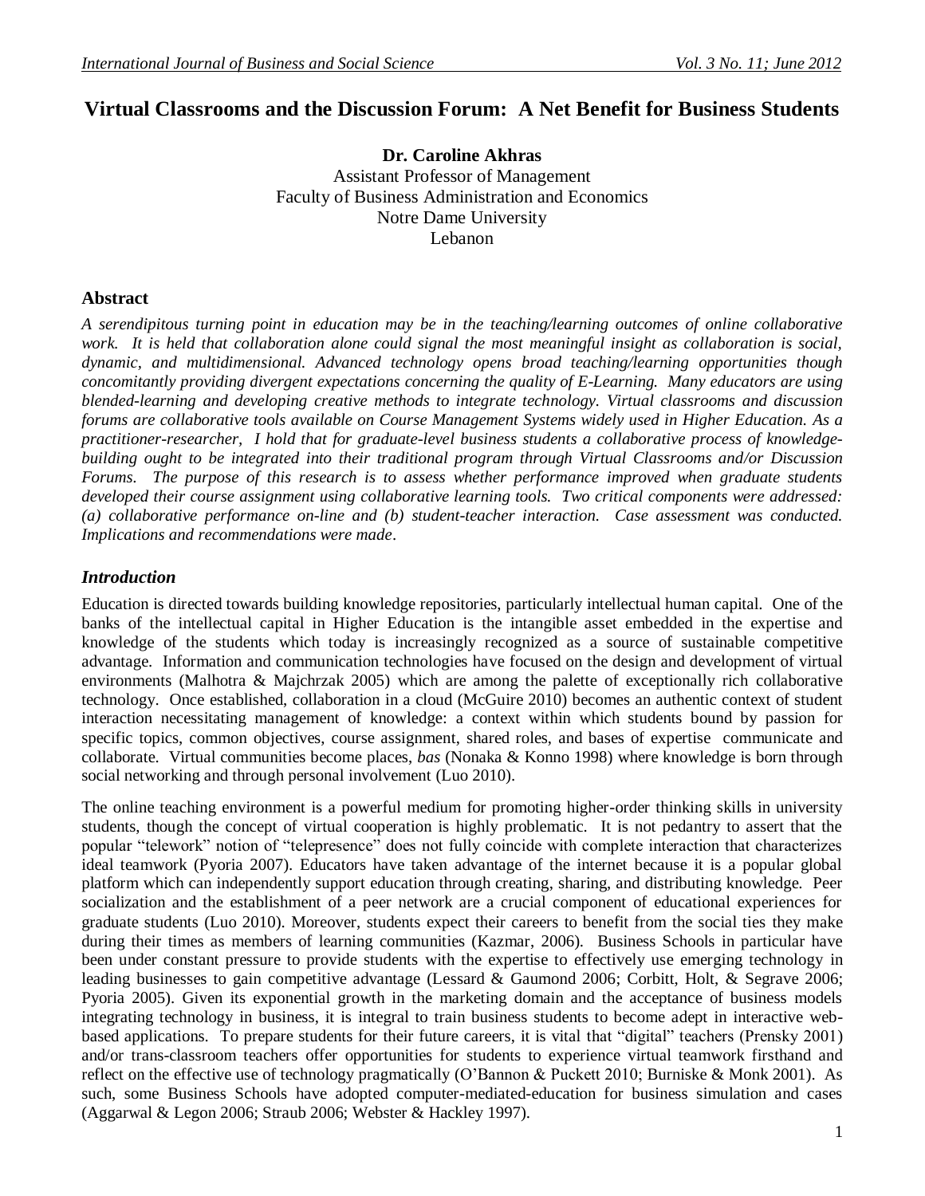# Virtual Classrooms and the Discussion Forum: A Net Benefit for Business Students

**Dr. Caroline Akhras**
Assistant Professor of Management
Faculty of Business Administration and Economics
Notre Dame University
Lebanon

## Abstract

*A serendipitous turning point in education may be in the teaching/learning outcomes of online collaborative work. It is held that collaboration alone could signal the most meaningful insight as collaboration is social, dynamic, and multidimensional. Advanced technology opens broad teaching/learning opportunities though concomitantly providing divergent expectations concerning the quality of E-Learning. Many educators are using blended-learning and developing creative methods to integrate technology. Virtual classrooms and discussion forums are collaborative tools available on Course Management Systems widely used in Higher Education. As a practitioner-researcher, I hold that for graduate-level business students a collaborative process of knowledge-building ought to be integrated into their traditional program through Virtual Classrooms and/or Discussion Forums. The purpose of this research is to assess whether performance improved when graduate students developed their course assignment using collaborative learning tools. Two critical components were addressed: (a) collaborative performance on-line and (b) student-teacher interaction. Case assessment was conducted. Implications and recommendations were made.*

## *Introduction*

Education is directed towards building knowledge repositories, particularly intellectual human capital. One of the banks of the intellectual capital in Higher Education is the intangible asset embedded in the expertise and knowledge of the students which today is increasingly recognized as a source of sustainable competitive advantage. Information and communication technologies have focused on the design and development of virtual environments (Malhotra & Majchrzak 2005) which are among the palette of exceptionally rich collaborative technology. Once established, collaboration in a cloud (McGuire 2010) becomes an authentic context of student interaction necessitating management of knowledge: a context within which students bound by passion for specific topics, common objectives, course assignment, shared roles, and bases of expertise communicate and collaborate. Virtual communities become places, *bas* (Nonaka & Konno 1998) where knowledge is born through social networking and through personal involvement (Luo 2010).

The online teaching environment is a powerful medium for promoting higher-order thinking skills in university students, though the concept of virtual cooperation is highly problematic. It is not pedantry to assert that the popular "telework" notion of "telepresence" does not fully coincide with complete interaction that characterizes ideal teamwork (Pyoria 2007). Educators have taken advantage of the internet because it is a popular global platform which can independently support education through creating, sharing, and distributing knowledge. Peer socialization and the establishment of a peer network are a crucial component of educational experiences for graduate students (Luo 2010). Moreover, students expect their careers to benefit from the social ties they make during their times as members of learning communities (Kazmar, 2006). Business Schools in particular have been under constant pressure to provide students with the expertise to effectively use emerging technology in leading businesses to gain competitive advantage (Lessard & Gaumond 2006; Corbitt, Holt, & Segrave 2006; Pyoria 2005). Given its exponential growth in the marketing domain and the acceptance of business models integrating technology in business, it is integral to train business students to become adept in interactive web-based applications. To prepare students for their future careers, it is vital that "digital" teachers (Prensky 2001) and/or trans-classroom teachers offer opportunities for students to experience virtual teamwork firsthand and reflect on the effective use of technology pragmatically (O'Bannon & Puckett 2010; Burniske & Monk 2001). As such, some Business Schools have adopted computer-mediated-education for business simulation and cases (Aggarwal & Legon 2006; Straub 2006; Webster & Hackley 1997).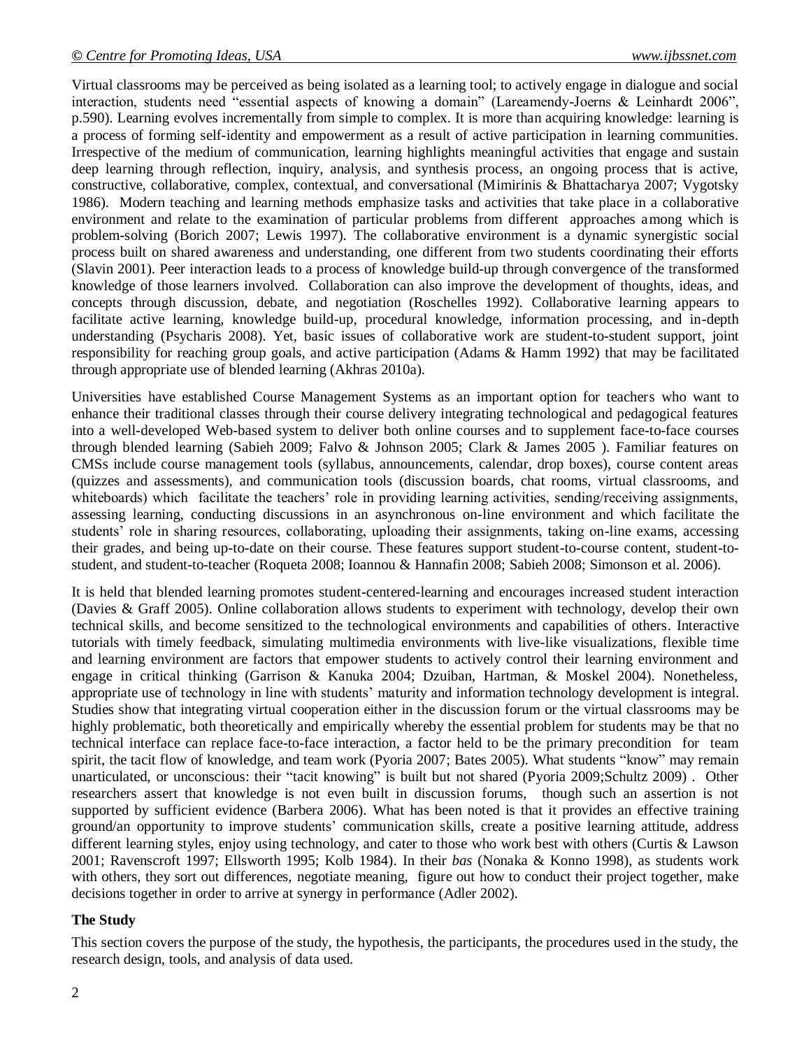Virtual classrooms may be perceived as being isolated as a learning tool; to actively engage in dialogue and social interaction, students need "essential aspects of knowing a domain" (Lareamendy-Joerns & Leinhardt 2006", p.590). Learning evolves incrementally from simple to complex. It is more than acquiring knowledge: learning is a process of forming self-identity and empowerment as a result of active participation in learning communities. Irrespective of the medium of communication, learning highlights meaningful activities that engage and sustain deep learning through reflection, inquiry, analysis, and synthesis process, an ongoing process that is active, constructive, collaborative, complex, contextual, and conversational (Mimirinis & Bhattacharya 2007; Vygotsky 1986). Modern teaching and learning methods emphasize tasks and activities that take place in a collaborative environment and relate to the examination of particular problems from different approaches among which is problem-solving (Borich 2007; Lewis 1997). The collaborative environment is a dynamic synergistic social process built on shared awareness and understanding, one different from two students coordinating their efforts (Slavin 2001). Peer interaction leads to a process of knowledge build-up through convergence of the transformed knowledge of those learners involved. Collaboration can also improve the development of thoughts, ideas, and concepts through discussion, debate, and negotiation (Roschelles 1992). Collaborative learning appears to facilitate active learning, knowledge build-up, procedural knowledge, information processing, and in-depth understanding (Psycharis 2008). Yet, basic issues of collaborative work are student-to-student support, joint responsibility for reaching group goals, and active participation (Adams & Hamm 1992) that may be facilitated through appropriate use of blended learning (Akhras 2010a).

Universities have established Course Management Systems as an important option for teachers who want to enhance their traditional classes through their course delivery integrating technological and pedagogical features into a well-developed Web-based system to deliver both online courses and to supplement face-to-face courses through blended learning (Sabieh 2009; Falvo & Johnson 2005; Clark & James 2005 ). Familiar features on CMSs include course management tools (syllabus, announcements, calendar, drop boxes), course content areas (quizzes and assessments), and communication tools (discussion boards, chat rooms, virtual classrooms, and whiteboards) which facilitate the teachers' role in providing learning activities, sending/receiving assignments, assessing learning, conducting discussions in an asynchronous on-line environment and which facilitate the students' role in sharing resources, collaborating, uploading their assignments, taking on-line exams, accessing their grades, and being up-to-date on their course. These features support student-to-course content, student-to-student, and student-to-teacher (Roqueta 2008; Ioannou & Hannafin 2008; Sabieh 2008; Simonson et al. 2006).

It is held that blended learning promotes student-centered-learning and encourages increased student interaction (Davies & Graff 2005). Online collaboration allows students to experiment with technology, develop their own technical skills, and become sensitized to the technological environments and capabilities of others. Interactive tutorials with timely feedback, simulating multimedia environments with live-like visualizations, flexible time and learning environment are factors that empower students to actively control their learning environment and engage in critical thinking (Garrison & Kanuka 2004; Dzuiban, Hartman, & Moskel 2004). Nonetheless, appropriate use of technology in line with students' maturity and information technology development is integral. Studies show that integrating virtual cooperation either in the discussion forum or the virtual classrooms may be highly problematic, both theoretically and empirically whereby the essential problem for students may be that no technical interface can replace face-to-face interaction, a factor held to be the primary precondition for team spirit, the tacit flow of knowledge, and team work (Pyoria 2007; Bates 2005). What students "know" may remain unarticulated, or unconscious: their "tacit knowing" is built but not shared (Pyoria 2009;Schultz 2009) . Other researchers assert that knowledge is not even built in discussion forums, though such an assertion is not supported by sufficient evidence (Barbera 2006). What has been noted is that it provides an effective training ground/an opportunity to improve students' communication skills, create a positive learning attitude, address different learning styles, enjoy using technology, and cater to those who work best with others (Curtis & Lawson 2001; Ravenscroft 1997; Ellsworth 1995; Kolb 1984). In their *bas* (Nonaka & Konno 1998), as students work with others, they sort out differences, negotiate meaning, figure out how to conduct their project together, make decisions together in order to arrive at synergy in performance (Adler 2002).

## The Study

This section covers the purpose of the study, the hypothesis, the participants, the procedures used in the study, the research design, tools, and analysis of data used.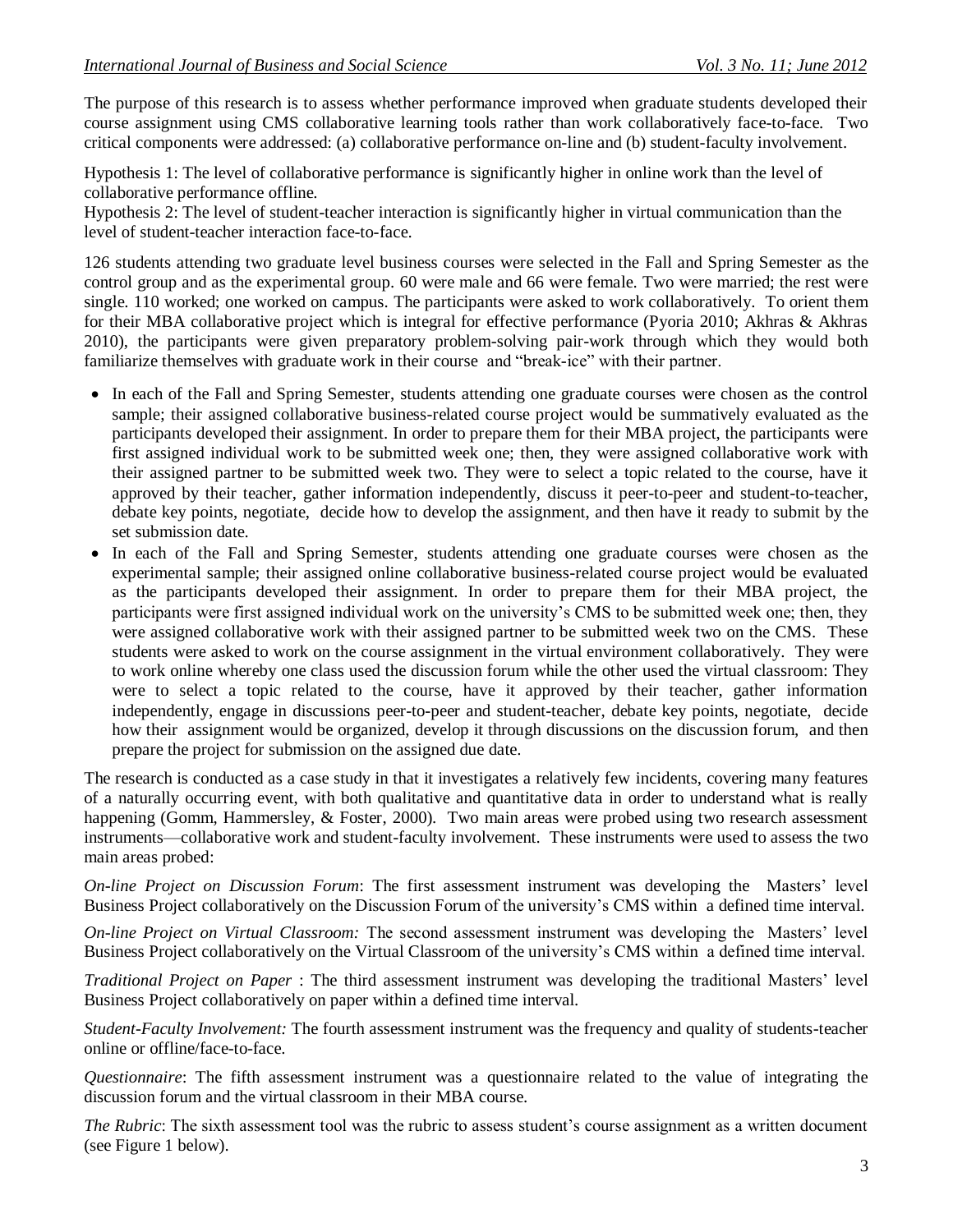The purpose of this research is to assess whether performance improved when graduate students developed their course assignment using CMS collaborative learning tools rather than work collaboratively face-to-face. Two critical components were addressed: (a) collaborative performance on-line and (b) student-faculty involvement.

Hypothesis 1: The level of collaborative performance is significantly higher in online work than the level of collaborative performance offline.
Hypothesis 2: The level of student-teacher interaction is significantly higher in virtual communication than the level of student-teacher interaction face-to-face.

126 students attending two graduate level business courses were selected in the Fall and Spring Semester as the control group and as the experimental group. 60 were male and 66 were female. Two were married; the rest were single. 110 worked; one worked on campus. The participants were asked to work collaboratively. To orient them for their MBA collaborative project which is integral for effective performance (Pyoria 2010; Akhras & Akhras 2010), the participants were given preparatory problem-solving pair-work through which they would both familiarize themselves with graduate work in their course and "break-ice" with their partner.

- In each of the Fall and Spring Semester, students attending one graduate courses were chosen as the control sample; their assigned collaborative business-related course project would be summatively evaluated as the participants developed their assignment. In order to prepare them for their MBA project, the participants were first assigned individual work to be submitted week one; then, they were assigned collaborative work with their assigned partner to be submitted week two. They were to select a topic related to the course, have it approved by their teacher, gather information independently, discuss it peer-to-peer and student-to-teacher, debate key points, negotiate, decide how to develop the assignment, and then have it ready to submit by the set submission date.
- In each of the Fall and Spring Semester, students attending one graduate courses were chosen as the experimental sample; their assigned online collaborative business-related course project would be evaluated as the participants developed their assignment. In order to prepare them for their MBA project, the participants were first assigned individual work on the university's CMS to be submitted week one; then, they were assigned collaborative work with their assigned partner to be submitted week two on the CMS. These students were asked to work on the course assignment in the virtual environment collaboratively. They were to work online whereby one class used the discussion forum while the other used the virtual classroom: They were to select a topic related to the course, have it approved by their teacher, gather information independently, engage in discussions peer-to-peer and student-teacher, debate key points, negotiate, decide how their assignment would be organized, develop it through discussions on the discussion forum, and then prepare the project for submission on the assigned due date.

The research is conducted as a case study in that it investigates a relatively few incidents, covering many features of a naturally occurring event, with both qualitative and quantitative data in order to understand what is really happening (Gomm, Hammersley, & Foster, 2000). Two main areas were probed using two research assessment instruments—collaborative work and student-faculty involvement. These instruments were used to assess the two main areas probed:

*On-line Project on Discussion Forum*: The first assessment instrument was developing the Masters' level Business Project collaboratively on the Discussion Forum of the university's CMS within a defined time interval.

*On-line Project on Virtual Classroom:* The second assessment instrument was developing the Masters' level Business Project collaboratively on the Virtual Classroom of the university's CMS within a defined time interval.

*Traditional Project on Paper* : The third assessment instrument was developing the traditional Masters' level Business Project collaboratively on paper within a defined time interval.

*Student-Faculty Involvement:* The fourth assessment instrument was the frequency and quality of students-teacher online or offline/face-to-face.

*Questionnaire*: The fifth assessment instrument was a questionnaire related to the value of integrating the discussion forum and the virtual classroom in their MBA course.

*The Rubric*: The sixth assessment tool was the rubric to assess student's course assignment as a written document (see Figure 1 below).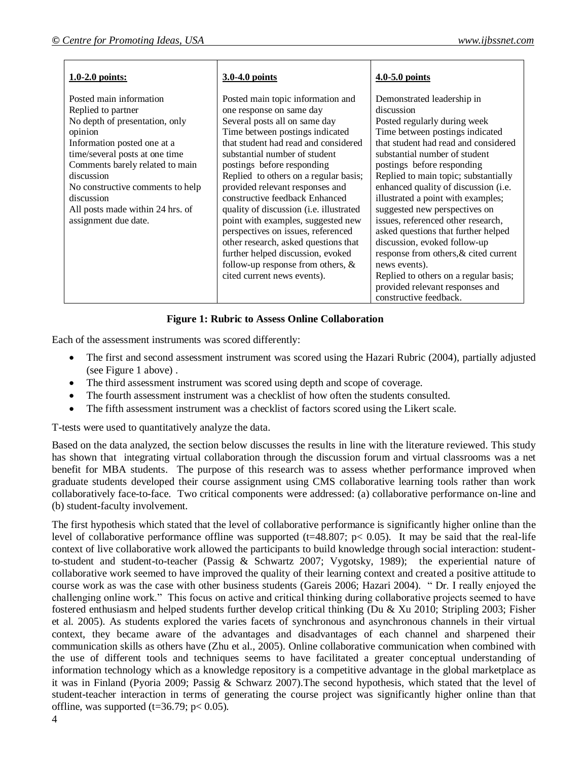| **1.0-2.0 points:** | **3.0-4.0 points** | **4.0-5.0 points** |
|---|---|---|
| Posted main information<br>Replied to partner<br>No depth of presentation, only opinion<br>Information posted one at a time/several posts at one time<br>Comments barely related to main discussion<br>No constructive comments to help discussion<br>All posts made within 24 hrs. of assignment due date. | Posted main topic information and one response on same day<br>Several posts all on same day<br>Time between postings indicated that student had read and considered substantial number of student postings before responding<br>Replied to others on a regular basis; provided relevant responses and constructive feedback Enhanced quality of discussion (i.e. illustrated point with examples, suggested new perspectives on issues, referenced other research, asked questions that further helped discussion, evoked follow-up response from others, & cited current news events). | Demonstrated leadership in discussion<br>Posted regularly during week<br>Time between postings indicated that student had read and considered substantial number of student postings before responding<br>Replied to main topic; substantially enhanced quality of discussion (i.e. illustrated a point with examples; suggested new perspectives on issues, referenced other research, asked questions that further helped discussion, evoked follow-up response from others,& cited current news events).<br>Replied to others on a regular basis; provided relevant responses and constructive feedback. |

**Figure 1: Rubric to Assess Online Collaboration**

Each of the assessment instruments was scored differently:

- The first and second assessment instrument was scored using the Hazari Rubric (2004), partially adjusted (see Figure 1 above) .
- The third assessment instrument was scored using depth and scope of coverage.
- The fourth assessment instrument was a checklist of how often the students consulted.
- The fifth assessment instrument was a checklist of factors scored using the Likert scale.

T-tests were used to quantitatively analyze the data.

Based on the data analyzed, the section below discusses the results in line with the literature reviewed. This study has shown that integrating virtual collaboration through the discussion forum and virtual classrooms was a net benefit for MBA students. The purpose of this research was to assess whether performance improved when graduate students developed their course assignment using CMS collaborative learning tools rather than work collaboratively face-to-face. Two critical components were addressed: (a) collaborative performance on-line and (b) student-faculty involvement.

The first hypothesis which stated that the level of collaborative performance is significantly higher online than the level of collaborative performance offline was supported ($t=48.807$; $p< 0.05$). It may be said that the real-life context of live collaborative work allowed the participants to build knowledge through social interaction: student-to-student and student-to-teacher (Passig & Schwartz 2007; Vygotsky, 1989); the experiential nature of collaborative work seemed to have improved the quality of their learning context and created a positive attitude to course work as was the case with other business students (Gareis 2006; Hazari 2004). " Dr. I really enjoyed the challenging online work." This focus on active and critical thinking during collaborative projects seemed to have fostered enthusiasm and helped students further develop critical thinking (Du & Xu 2010; Stripling 2003; Fisher et al. 2005). As students explored the varies facets of synchronous and asynchronous channels in their virtual context, they became aware of the advantages and disadvantages of each channel and sharpened their communication skills as others have (Zhu et al., 2005). Online collaborative communication when combined with the use of different tools and techniques seems to have facilitated a greater conceptual understanding of information technology which as a knowledge repository is a competitive advantage in the global marketplace as it was in Finland (Pyoria 2009; Passig & Schwarz 2007).The second hypothesis, which stated that the level of student-teacher interaction in terms of generating the course project was significantly higher online than that offline, was supported ($t=36.79$; $p< 0.05$).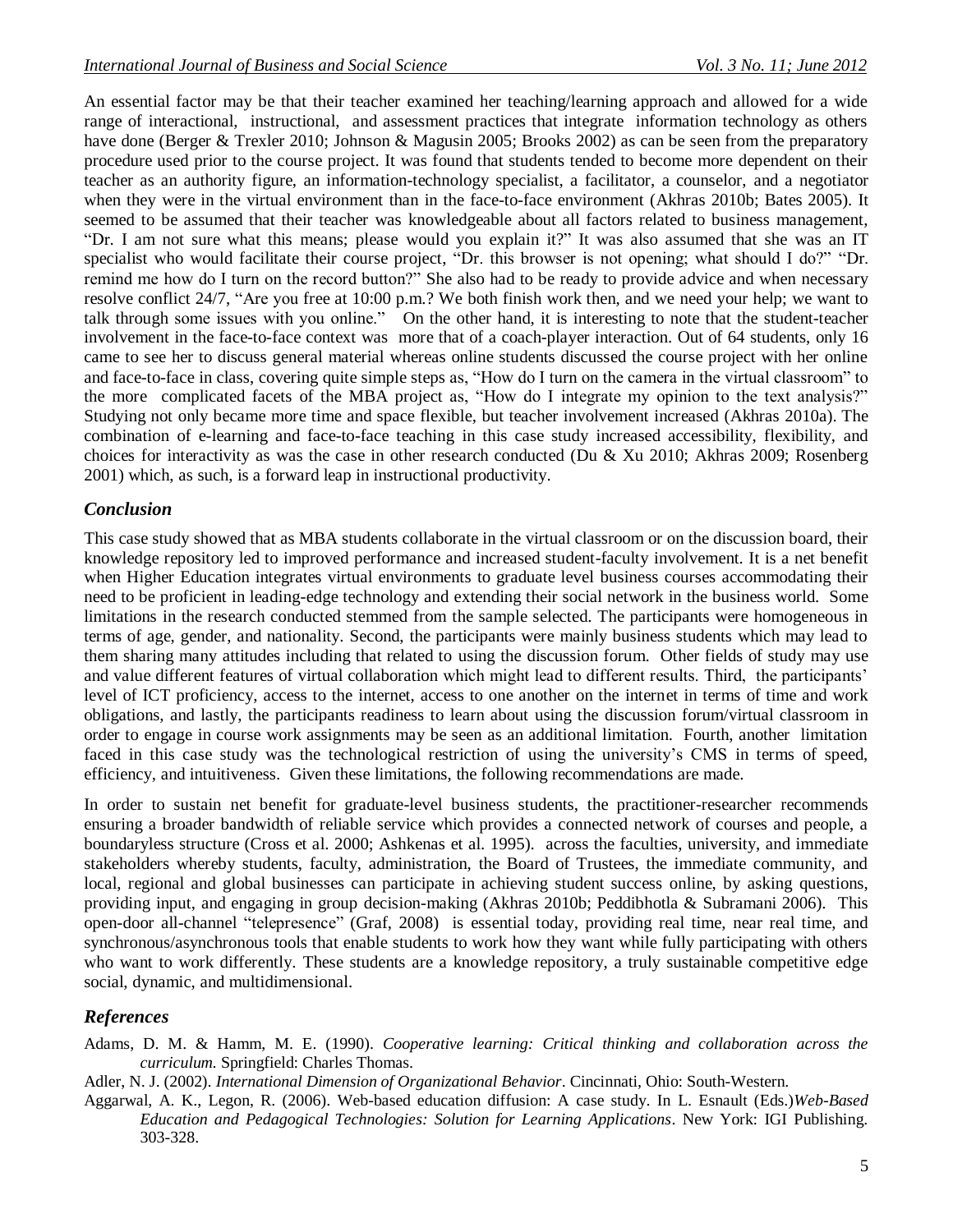An essential factor may be that their teacher examined her teaching/learning approach and allowed for a wide range of interactional, instructional, and assessment practices that integrate information technology as others have done (Berger & Trexler 2010; Johnson & Magusin 2005; Brooks 2002) as can be seen from the preparatory procedure used prior to the course project. It was found that students tended to become more dependent on their teacher as an authority figure, an information-technology specialist, a facilitator, a counselor, and a negotiator when they were in the virtual environment than in the face-to-face environment (Akhras 2010b; Bates 2005). It seemed to be assumed that their teacher was knowledgeable about all factors related to business management, "Dr. I am not sure what this means; please would you explain it?" It was also assumed that she was an IT specialist who would facilitate their course project, "Dr. this browser is not opening; what should I do?" "Dr. remind me how do I turn on the record button?" She also had to be ready to provide advice and when necessary resolve conflict 24/7, "Are you free at 10:00 p.m.? We both finish work then, and we need your help; we want to talk through some issues with you online." On the other hand, it is interesting to note that the student-teacher involvement in the face-to-face context was more that of a coach-player interaction. Out of 64 students, only 16 came to see her to discuss general material whereas online students discussed the course project with her online and face-to-face in class, covering quite simple steps as, "How do I turn on the camera in the virtual classroom" to the more complicated facets of the MBA project as, "How do I integrate my opinion to the text analysis?" Studying not only became more time and space flexible, but teacher involvement increased (Akhras 2010a). The combination of e-learning and face-to-face teaching in this case study increased accessibility, flexibility, and choices for interactivity as was the case in other research conducted (Du & Xu 2010; Akhras 2009; Rosenberg 2001) which, as such, is a forward leap in instructional productivity.

## *Conclusion*

This case study showed that as MBA students collaborate in the virtual classroom or on the discussion board, their knowledge repository led to improved performance and increased student-faculty involvement. It is a net benefit when Higher Education integrates virtual environments to graduate level business courses accommodating their need to be proficient in leading-edge technology and extending their social network in the business world. Some limitations in the research conducted stemmed from the sample selected. The participants were homogeneous in terms of age, gender, and nationality. Second, the participants were mainly business students which may lead to them sharing many attitudes including that related to using the discussion forum. Other fields of study may use and value different features of virtual collaboration which might lead to different results. Third, the participants' level of ICT proficiency, access to the internet, access to one another on the internet in terms of time and work obligations, and lastly, the participants readiness to learn about using the discussion forum/virtual classroom in order to engage in course work assignments may be seen as an additional limitation. Fourth, another limitation faced in this case study was the technological restriction of using the university's CMS in terms of speed, efficiency, and intuitiveness. Given these limitations, the following recommendations are made.

In order to sustain net benefit for graduate-level business students, the practitioner-researcher recommends ensuring a broader bandwidth of reliable service which provides a connected network of courses and people, a boundaryless structure (Cross et al. 2000; Ashkenas et al. 1995). across the faculties, university, and immediate stakeholders whereby students, faculty, administration, the Board of Trustees, the immediate community, and local, regional and global businesses can participate in achieving student success online, by asking questions, providing input, and engaging in group decision-making (Akhras 2010b; Peddibhotla & Subramani 2006). This open-door all-channel "telepresence" (Graf, 2008) is essential today, providing real time, near real time, and synchronous/asynchronous tools that enable students to work how they want while fully participating with others who want to work differently. These students are a knowledge repository, a truly sustainable competitive edge social, dynamic, and multidimensional.

## *References*

Adams, D. M. & Hamm, M. E. (1990). *Cooperative learning: Critical thinking and collaboration across the curriculum*. Springfield: Charles Thomas.

Adler, N. J. (2002). *International Dimension of Organizational Behavior*. Cincinnati, Ohio: South-Western.

Aggarwal, A. K., Legon, R. (2006). Web-based education diffusion: A case study. In L. Esnault (Eds.)*Web-Based Education and Pedagogical Technologies: Solution for Learning Applications*. New York: IGI Publishing. 303-328.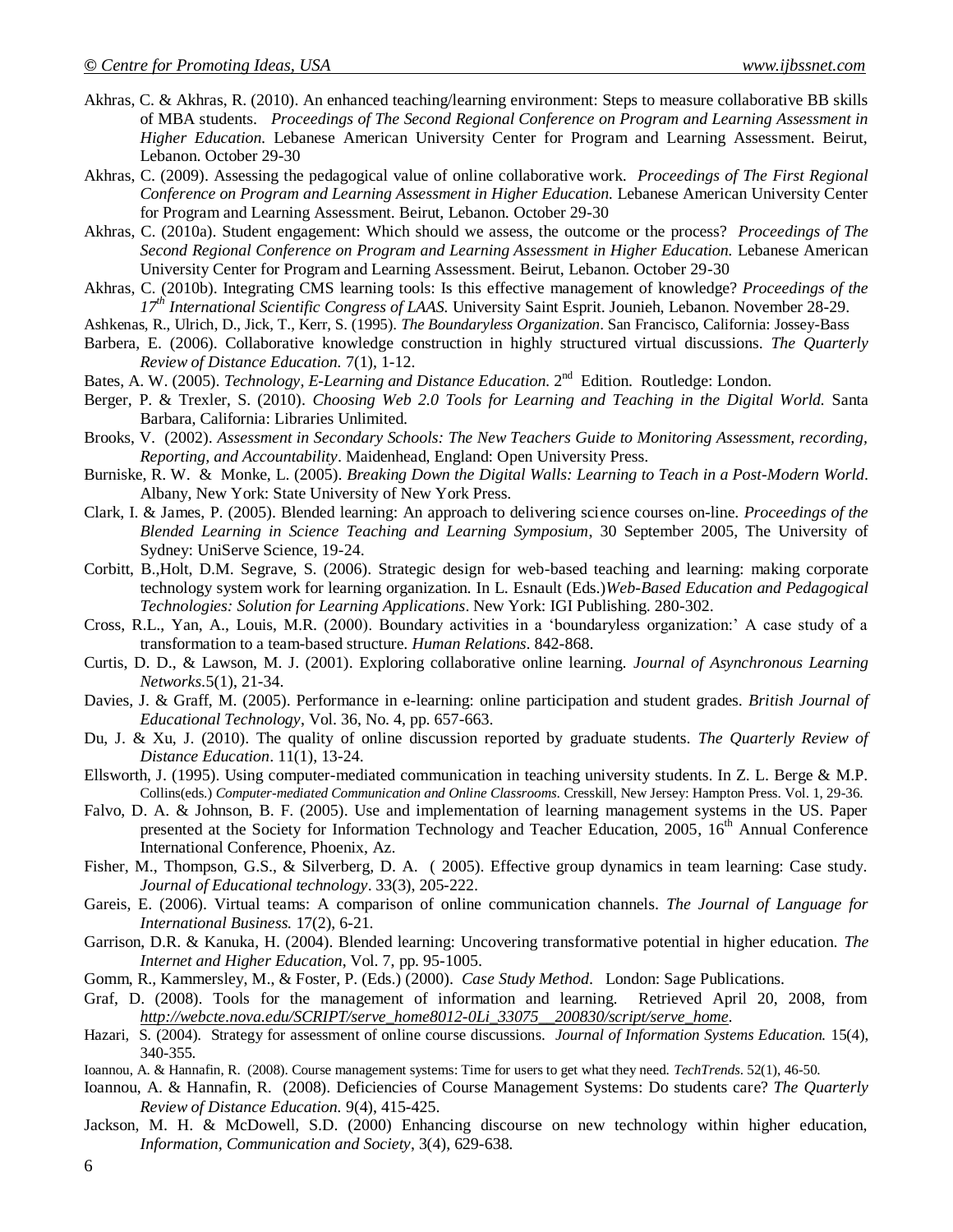Akhras, C. & Akhras, R. (2010). An enhanced teaching/learning environment: Steps to measure collaborative BB skills of MBA students. *Proceedings of The Second Regional Conference on Program and Learning Assessment in Higher Education.* Lebanese American University Center for Program and Learning Assessment. Beirut, Lebanon. October 29-30

Akhras, C. (2009). Assessing the pedagogical value of online collaborative work. *Proceedings of The First Regional Conference on Program and Learning Assessment in Higher Education.* Lebanese American University Center for Program and Learning Assessment. Beirut, Lebanon. October 29-30

Akhras, C. (2010a). Student engagement: Which should we assess, the outcome or the process? *Proceedings of The Second Regional Conference on Program and Learning Assessment in Higher Education.* Lebanese American University Center for Program and Learning Assessment. Beirut, Lebanon. October 29-30

Akhras, C. (2010b). Integrating CMS learning tools: Is this effective management of knowledge? *Proceedings of the 17th International Scientific Congress of LAAS.* University Saint Esprit. Jounieh, Lebanon. November 28-29.

Ashkenas, R., Ulrich, D., Jick, T., Kerr, S. (1995). *The Boundaryless Organization*. San Francisco, California: Jossey-Bass

Barbera, E. (2006). Collaborative knowledge construction in highly structured virtual discussions. *The Quarterly Review of Distance Education.* 7(1), 1-12.

Bates, A. W. (2005). *Technology, E-Learning and Distance Education.* 2nd Edition. Routledge: London.

Berger, P. & Trexler, S. (2010). *Choosing Web 2.0 Tools for Learning and Teaching in the Digital World.* Santa Barbara, California: Libraries Unlimited.

Brooks, V. (2002). *Assessment in Secondary Schools: The New Teachers Guide to Monitoring Assessment, recording, Reporting, and Accountability*. Maidenhead, England: Open University Press.

Burniske, R. W. & Monke, L. (2005). *Breaking Down the Digital Walls: Learning to Teach in a Post-Modern World*. Albany, New York: State University of New York Press.

Clark, I. & James, P. (2005). Blended learning: An approach to delivering science courses on-line. *Proceedings of the Blended Learning in Science Teaching and Learning Symposium*, 30 September 2005, The University of Sydney: UniServe Science, 19-24.

Corbitt, B.,Holt, D.M. Segrave, S. (2006). Strategic design for web-based teaching and learning: making corporate technology system work for learning organization. In L. Esnault (Eds.)*Web-Based Education and Pedagogical Technologies: Solution for Learning Applications*. New York: IGI Publishing. 280-302.

Cross, R.L., Yan, A., Louis, M.R. (2000). Boundary activities in a 'boundaryless organization:' A case study of a transformation to a team-based structure. *Human Relations*. 842-868.

Curtis, D. D., & Lawson, M. J. (2001). Exploring collaborative online learning. *Journal of Asynchronous Learning Networks*.5(1), 21-34.

Davies, J. & Graff, M. (2005). Performance in e-learning: online participation and student grades. *British Journal of Educational Technology*, Vol. 36, No. 4, pp. 657-663.

Du, J. & Xu, J. (2010). The quality of online discussion reported by graduate students. *The Quarterly Review of Distance Education*. 11(1), 13-24.

Ellsworth, J. (1995). Using computer-mediated communication in teaching university students. In Z. L. Berge & M.P. Collins(eds.) *Computer-mediated Communication and Online Classrooms*. Cresskill, New Jersey: Hampton Press. Vol. 1, 29-36.

Falvo, D. A. & Johnson, B. F. (2005). Use and implementation of learning management systems in the US. Paper presented at the Society for Information Technology and Teacher Education, 2005, 16th Annual Conference International Conference, Phoenix, Az.

Fisher, M., Thompson, G.S., & Silverberg, D. A. ( 2005). Effective group dynamics in team learning: Case study. *Journal of Educational technology*. 33(3), 205-222.

Gareis, E. (2006). Virtual teams: A comparison of online communication channels. *The Journal of Language for International Business.* 17(2), 6-21.

Garrison, D.R. & Kanuka, H. (2004). Blended learning: Uncovering transformative potential in higher education. *The Internet and Higher Education*, Vol. 7, pp. 95-1005.

Gomm, R., Kammersley, M., & Foster, P. (Eds.) (2000). *Case Study Method*. London: Sage Publications.

Graf, D. (2008). Tools for the management of information and learning. Retrieved April 20, 2008, from *http://webcte.nova.edu/SCRIPT/serve_home8012-0Li_33075__200830/script/serve_home*.

Hazari, S. (2004). Strategy for assessment of online course discussions. *Journal of Information Systems Education.* 15(4), 340-355.

Ioannou, A. & Hannafin, R. (2008). Course management systems: Time for users to get what they need. *TechTrends*. 52(1), 46-50.

Ioannou, A. & Hannafin, R. (2008). Deficiencies of Course Management Systems: Do students care? *The Quarterly Review of Distance Education.* 9(4), 415-425.

Jackson, M. H. & McDowell, S.D. (2000) Enhancing discourse on new technology within higher education, *Information, Communication and Society*, 3(4), 629-638.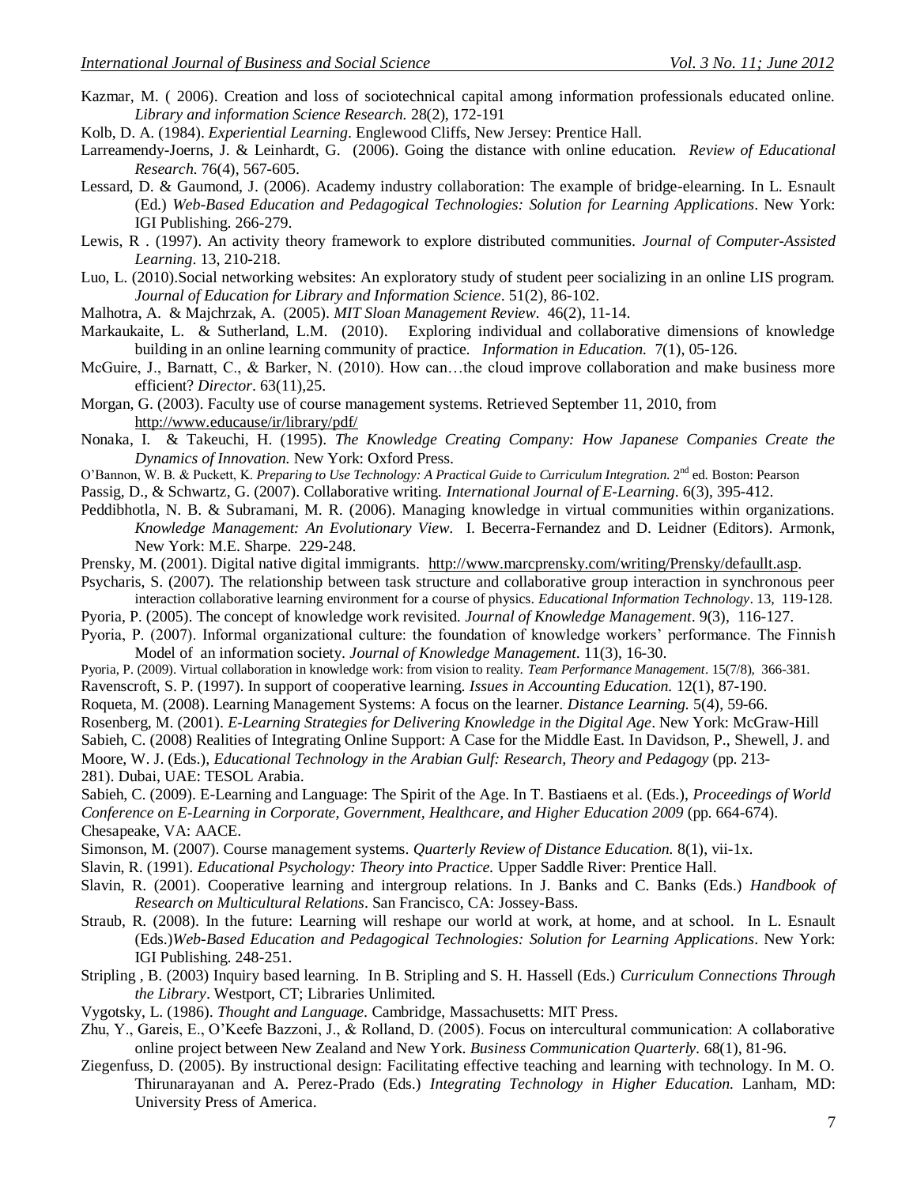Kazmar, M. ( 2006). Creation and loss of sociotechnical capital among information professionals educated online. *Library and information Science Research.* 28(2), 172-191

Kolb, D. A. (1984). *Experiential Learning*. Englewood Cliffs, New Jersey: Prentice Hall.

Larreamendy-Joerns, J. & Leinhardt, G. (2006). Going the distance with online education. *Review of Educational Research.* 76(4), 567-605.

Lessard, D. & Gaumond, J. (2006). Academy industry collaboration: The example of bridge-elearning. In L. Esnault (Ed.) *Web-Based Education and Pedagogical Technologies: Solution for Learning Applications*. New York: IGI Publishing. 266-279.

Lewis, R . (1997). An activity theory framework to explore distributed communities. *Journal of Computer-Assisted Learning*. 13, 210-218.

Luo, L. (2010).Social networking websites: An exploratory study of student peer socializing in an online LIS program. *Journal of Education for Library and Information Science*. 51(2), 86-102.

Malhotra, A. & Majchrzak, A. (2005). *MIT Sloan Management Review*. 46(2), 11-14.

Markaukaite, L. & Sutherland, L.M. (2010). Exploring individual and collaborative dimensions of knowledge building in an online learning community of practice. *Information in Education.* 7(1), 05-126.

McGuire, J., Barnatt, C., & Barker, N. (2010). How can…the cloud improve collaboration and make business more efficient? *Director*. 63(11),25.

Morgan, G. (2003). Faculty use of course management systems. Retrieved September 11, 2010, from http://www.educause/ir/library/pdf/

Nonaka, I. & Takeuchi, H. (1995). *The Knowledge Creating Company: How Japanese Companies Create the Dynamics of Innovation.* New York: Oxford Press.

O'Bannon, W. B. & Puckett, K. *Preparing to Use Technology: A Practical Guide to Curriculum Integration*. 2nd ed. Boston: Pearson

Passig, D., & Schwartz, G. (2007). Collaborative writing. *International Journal of E-Learning*. 6(3), 395-412.

Peddibhotla, N. B. & Subramani, M. R. (2006). Managing knowledge in virtual communities within organizations. *Knowledge Management: An Evolutionary View*. I. Becerra-Fernandez and D. Leidner (Editors). Armonk, New York: M.E. Sharpe. 229-248.

Prensky, M. (2001). Digital native digital immigrants. http://www.marcprensky.com/writing/Prensky/defaullt.asp.

Psycharis, S. (2007). The relationship between task structure and collaborative group interaction in synchronous peer interaction collaborative learning environment for a course of physics. *Educational Information Technology*. 13, 119-128.

Pyoria, P. (2005). The concept of knowledge work revisited. *Journal of Knowledge Management*. 9(3), 116-127.

Pyoria, P. (2007). Informal organizational culture: the foundation of knowledge workers' performance. The Finnish Model of an information society. *Journal of Knowledge Management*. 11(3), 16-30.

Pyoria, P. (2009). Virtual collaboration in knowledge work: from vision to reality. *Team Performance Management*. 15(7/8), 366-381.

Ravenscroft, S. P. (1997). In support of cooperative learning. *Issues in Accounting Education.* 12(1), 87-190.

Roqueta, M. (2008). Learning Management Systems: A focus on the learner. *Distance Learning.* 5(4), 59-66.

Rosenberg, M. (2001). *E-Learning Strategies for Delivering Knowledge in the Digital Age*. New York: McGraw-Hill

Sabieh, C. (2008) Realities of Integrating Online Support: A Case for the Middle East. In Davidson, P., Shewell, J. and Moore, W. J. (Eds.), *Educational Technology in the Arabian Gulf: Research, Theory and Pedagogy* (pp. 213-281). Dubai, UAE: TESOL Arabia.

Sabieh, C. (2009). E-Learning and Language: The Spirit of the Age. In T. Bastiaens et al. (Eds.), *Proceedings of World Conference on E-Learning in Corporate, Government, Healthcare, and Higher Education 2009* (pp. 664-674). Chesapeake, VA: AACE.

Simonson, M. (2007). Course management systems. *Quarterly Review of Distance Education.* 8(1), vii-1x.

Slavin, R. (1991). *Educational Psychology: Theory into Practice.* Upper Saddle River: Prentice Hall.

Slavin, R. (2001). Cooperative learning and intergroup relations. In J. Banks and C. Banks (Eds.) *Handbook of Research on Multicultural Relations*. San Francisco, CA: Jossey-Bass.

Straub, R. (2008). In the future: Learning will reshape our world at work, at home, and at school. In L. Esnault (Eds.)*Web-Based Education and Pedagogical Technologies: Solution for Learning Applications*. New York: IGI Publishing. 248-251.

Stripling , B. (2003) Inquiry based learning. In B. Stripling and S. H. Hassell (Eds.) *Curriculum Connections Through the Library*. Westport, CT; Libraries Unlimited.

Vygotsky, L. (1986). *Thought and Language.* Cambridge, Massachusetts: MIT Press.

Zhu, Y., Gareis, E., O'Keefe Bazzoni, J., & Rolland, D. (2005). Focus on intercultural communication: A collaborative online project between New Zealand and New York. *Business Communication Quarterly*. 68(1), 81-96.

Ziegenfuss, D. (2005). By instructional design: Facilitating effective teaching and learning with technology. In M. O. Thirunarayanan and A. Perez-Prado (Eds.) *Integrating Technology in Higher Education.* Lanham, MD: University Press of America.